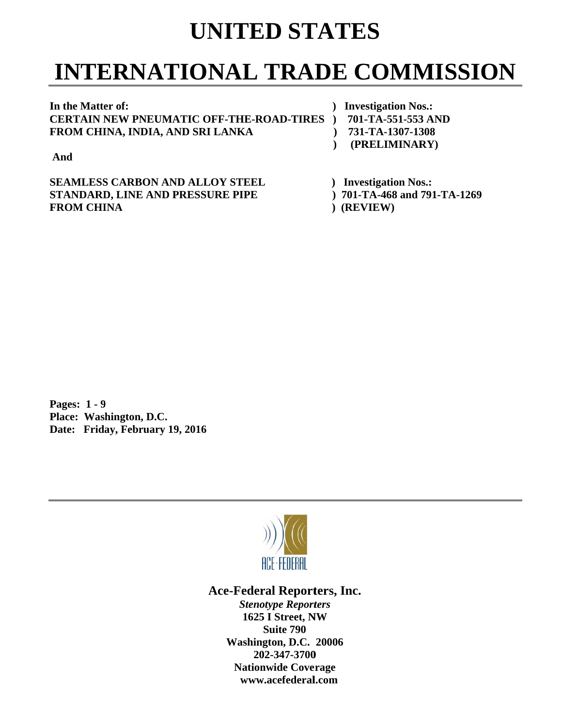# UNITED STATES

# INTERNATIONAL TRADE COMMISSION

**In the Matter of:** ) **Investigation Nos.:**
**CERTAIN NEW PNEUMATIC OFF-THE-ROAD-TIRES** ) **701-TA-551-553 AND**
**FROM CHINA, INDIA, AND SRI LANKA** ) **731-TA-1307-1308**
) **(PRELIMINARY)**

**And**

**SEAMLESS CARBON AND ALLOY STEEL** ) **Investigation Nos.:**
**STANDARD, LINE AND PRESSURE PIPE** ) **701-TA-468 and 791-TA-1269**
**FROM CHINA** ) **(REVIEW)**

**Pages: 1 - 9**
**Place: Washington, D.C.**
**Date: Friday, February 19, 2016**

ACE·FEDERAL

**Ace-Federal Reporters, Inc.**
***Stenotype Reporters***
**1625 I Street, NW**
**Suite 790**
**Washington, D.C. 20006**
**202-347-3700**
**Nationwide Coverage**
**www.acefederal.com**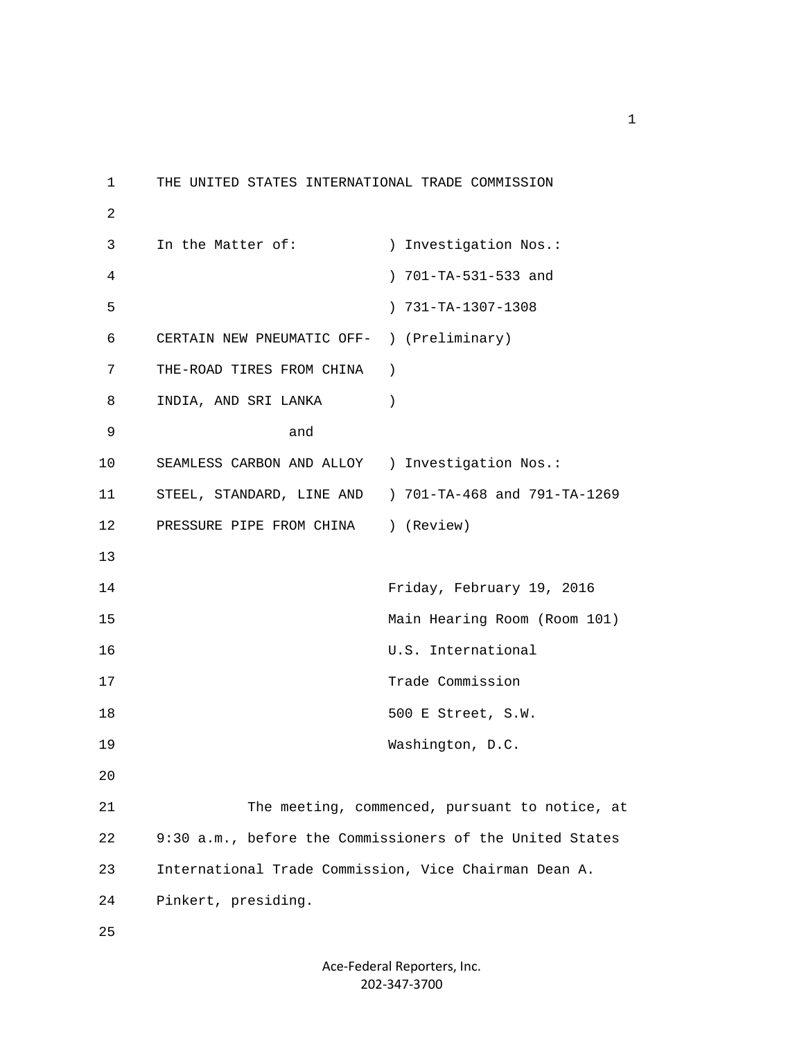THE UNITED STATES INTERNATIONAL TRADE COMMISSION

| In the Matter of: | ) Investigation Nos.: |
|---|---|
| | ) 701-TA-531-533 and |
| | ) 731-TA-1307-1308 |
| CERTAIN NEW PNEUMATIC OFF- | ) (Preliminary) |
| THE-ROAD TIRES FROM CHINA | ) |
| INDIA, AND SRI LANKA | ) |
| and | |
| SEAMLESS CARBON AND ALLOY | ) Investigation Nos.: |
| STEEL, STANDARD, LINE AND | ) 701-TA-468 and 791-TA-1269 |
| PRESSURE PIPE FROM CHINA | ) (Review) |

Friday, February 19, 2016
Main Hearing Room (Room 101)
U.S. International
Trade Commission
500 E Street, S.W.
Washington, D.C.

The meeting, commenced, pursuant to notice, at 9:30 a.m., before the Commissioners of the United States International Trade Commission, Vice Chairman Dean A. Pinkert, presiding.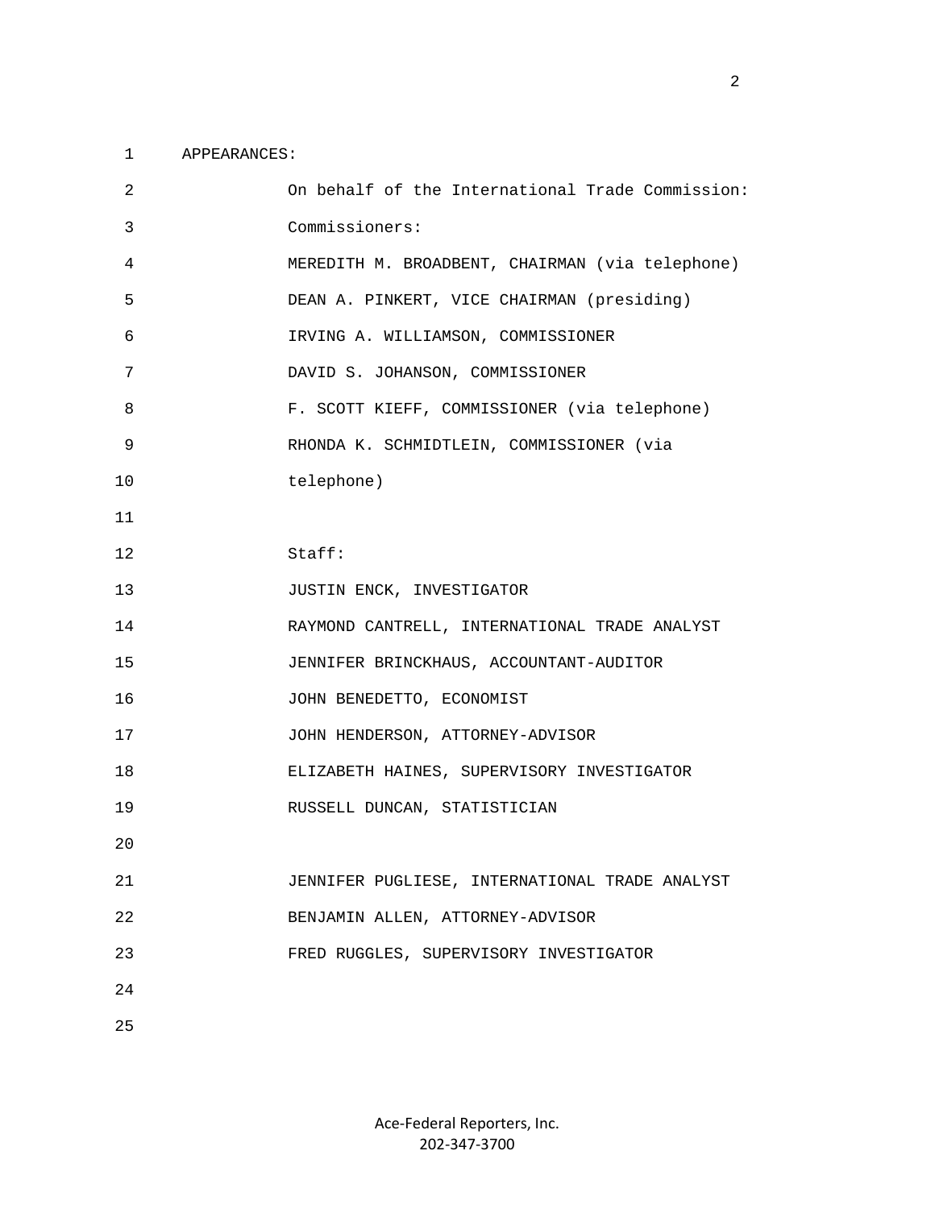APPEARANCES:

On behalf of the International Trade Commission:

Commissioners:

MEREDITH M. BROADBENT, CHAIRMAN (via telephone)

DEAN A. PINKERT, VICE CHAIRMAN (presiding)

IRVING A. WILLIAMSON, COMMISSIONER

DAVID S. JOHANSON, COMMISSIONER

F. SCOTT KIEFF, COMMISSIONER (via telephone)

RHONDA K. SCHMIDTLEIN, COMMISSIONER (via telephone)

Staff:

JUSTIN ENCK, INVESTIGATOR

RAYMOND CANTRELL, INTERNATIONAL TRADE ANALYST

JENNIFER BRINCKHAUS, ACCOUNTANT-AUDITOR

JOHN BENEDETTO, ECONOMIST

JOHN HENDERSON, ATTORNEY-ADVISOR

ELIZABETH HAINES, SUPERVISORY INVESTIGATOR

RUSSELL DUNCAN, STATISTICIAN

JENNIFER PUGLIESE, INTERNATIONAL TRADE ANALYST

BENJAMIN ALLEN, ATTORNEY-ADVISOR

FRED RUGGLES, SUPERVISORY INVESTIGATOR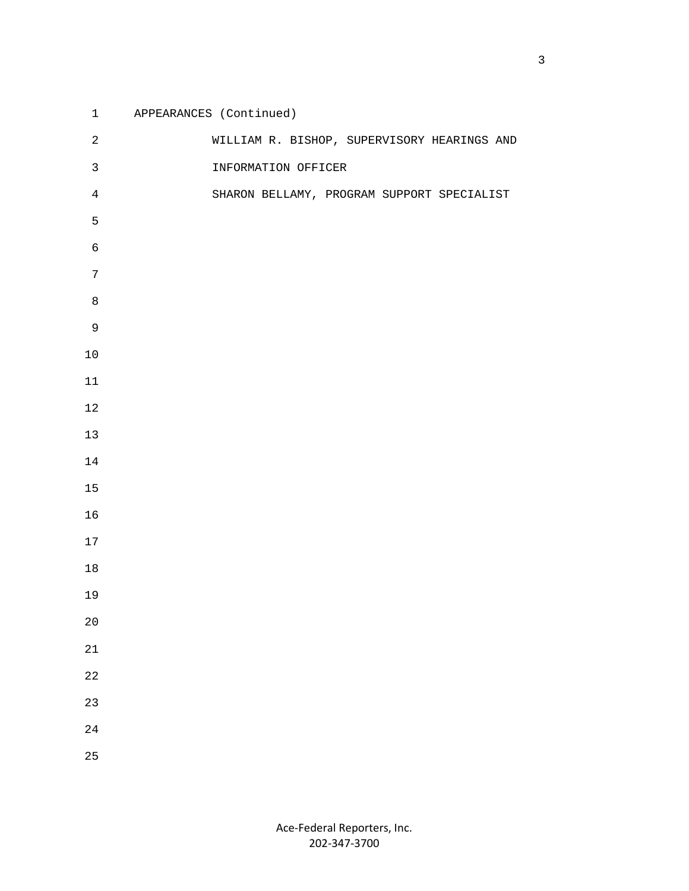APPEARANCES (Continued)

WILLIAM R. BISHOP, SUPERVISORY HEARINGS AND INFORMATION OFFICER

SHARON BELLAMY, PROGRAM SUPPORT SPECIALIST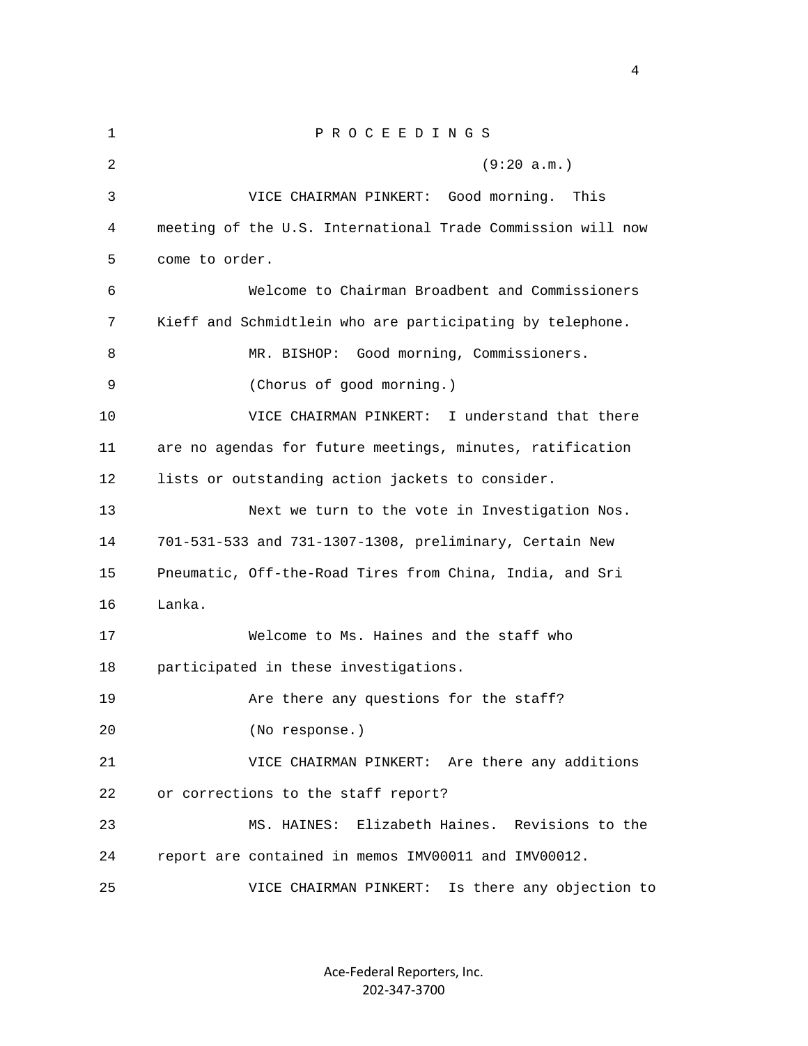P R O C E E D I N G S

(9:20 a.m.)

VICE CHAIRMAN PINKERT: Good morning. This meeting of the U.S. International Trade Commission will now come to order.

Welcome to Chairman Broadbent and Commissioners Kieff and Schmidtlein who are participating by telephone.

MR. BISHOP: Good morning, Commissioners.

(Chorus of good morning.)

VICE CHAIRMAN PINKERT: I understand that there are no agendas for future meetings, minutes, ratification lists or outstanding action jackets to consider.

Next we turn to the vote in Investigation Nos. 701-531-533 and 731-1307-1308, preliminary, Certain New Pneumatic, Off-the-Road Tires from China, India, and Sri Lanka.

Welcome to Ms. Haines and the staff who participated in these investigations.

Are there any questions for the staff?

(No response.)

VICE CHAIRMAN PINKERT: Are there any additions or corrections to the staff report?

MS. HAINES: Elizabeth Haines. Revisions to the report are contained in memos IMV00011 and IMV00012.

VICE CHAIRMAN PINKERT: Is there any objection to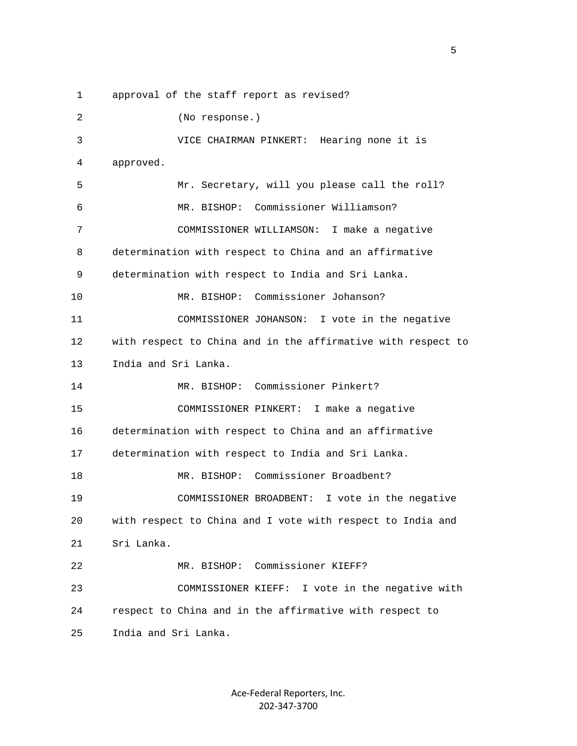approval of the staff report as revised?

(No response.)

VICE CHAIRMAN PINKERT: Hearing none it is approved.

Mr. Secretary, will you please call the roll?

MR. BISHOP: Commissioner Williamson?

COMMISSIONER WILLIAMSON: I make a negative determination with respect to China and an affirmative determination with respect to India and Sri Lanka.

MR. BISHOP: Commissioner Johanson?

COMMISSIONER JOHANSON: I vote in the negative with respect to China and in the affirmative with respect to India and Sri Lanka.

MR. BISHOP: Commissioner Pinkert?

COMMISSIONER PINKERT: I make a negative determination with respect to China and an affirmative determination with respect to India and Sri Lanka.

MR. BISHOP: Commissioner Broadbent?

COMMISSIONER BROADBENT: I vote in the negative with respect to China and I vote with respect to India and Sri Lanka.

MR. BISHOP: Commissioner KIEFF?

COMMISSIONER KIEFF: I vote in the negative with respect to China and in the affirmative with respect to India and Sri Lanka.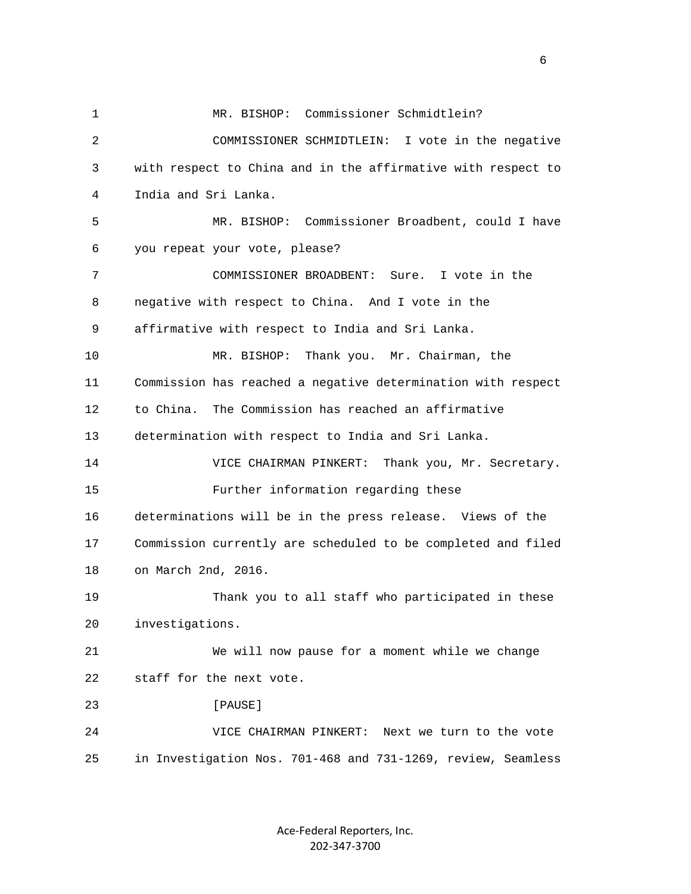1 MR. BISHOP: Commissioner Schmidtlein?

2 COMMISSIONER SCHMIDTLEIN: I vote in the negative

3 with respect to China and in the affirmative with respect to

4 India and Sri Lanka.

5 MR. BISHOP: Commissioner Broadbent, could I have

6 you repeat your vote, please?

7 COMMISSIONER BROADBENT: Sure. I vote in the

8 negative with respect to China. And I vote in the

9 affirmative with respect to India and Sri Lanka.

10 MR. BISHOP: Thank you. Mr. Chairman, the

11 Commission has reached a negative determination with respect

12 to China. The Commission has reached an affirmative

13 determination with respect to India and Sri Lanka.

14 VICE CHAIRMAN PINKERT: Thank you, Mr. Secretary.

15 Further information regarding these

16 determinations will be in the press release. Views of the

17 Commission currently are scheduled to be completed and filed

18 on March 2nd, 2016.

19 Thank you to all staff who participated in these

20 investigations.

21 We will now pause for a moment while we change

22 staff for the next vote.

23 [PAUSE]

24 VICE CHAIRMAN PINKERT: Next we turn to the vote

25 in Investigation Nos. 701-468 and 731-1269, review, Seamless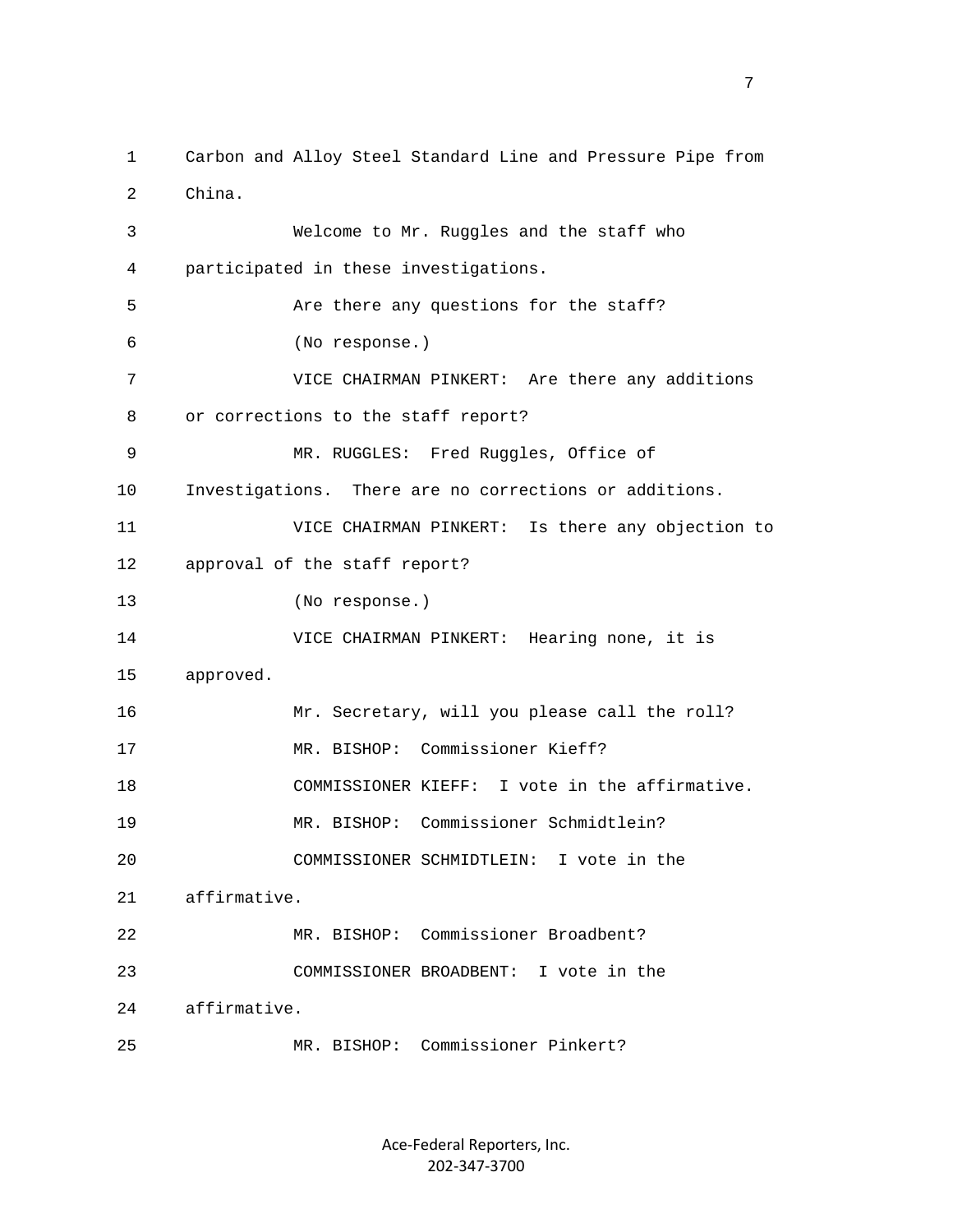1 Carbon and Alloy Steel Standard Line and Pressure Pipe from
2 China.
3 Welcome to Mr. Ruggles and the staff who
4 participated in these investigations.
5 Are there any questions for the staff?
6 (No response.)
7 VICE CHAIRMAN PINKERT: Are there any additions
8 or corrections to the staff report?
9 MR. RUGGLES: Fred Ruggles, Office of
10 Investigations. There are no corrections or additions.
11 VICE CHAIRMAN PINKERT: Is there any objection to
12 approval of the staff report?
13 (No response.)
14 VICE CHAIRMAN PINKERT: Hearing none, it is
15 approved.
16 Mr. Secretary, will you please call the roll?
17 MR. BISHOP: Commissioner Kieff?
18 COMMISSIONER KIEFF: I vote in the affirmative.
19 MR. BISHOP: Commissioner Schmidtlein?
20 COMMISSIONER SCHMIDTLEIN: I vote in the
21 affirmative.
22 MR. BISHOP: Commissioner Broadbent?
23 COMMISSIONER BROADBENT: I vote in the
24 affirmative.
25 MR. BISHOP: Commissioner Pinkert?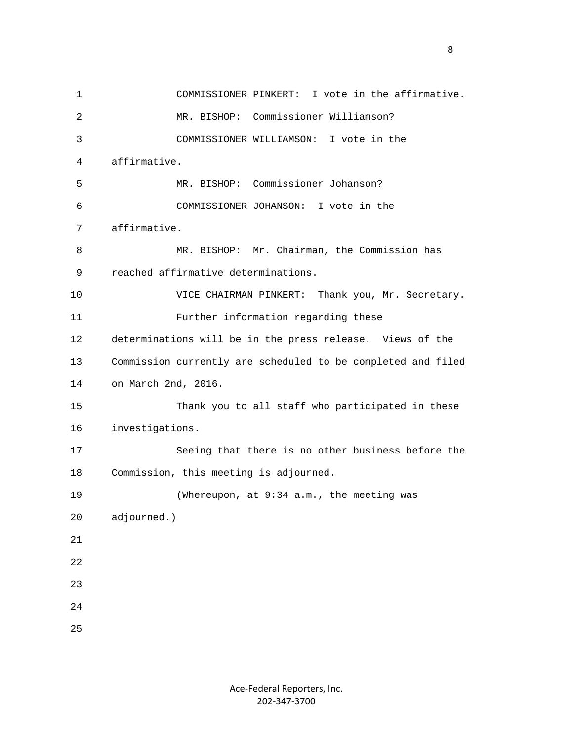COMMISSIONER PINKERT: I vote in the affirmative.

MR. BISHOP: Commissioner Williamson?

COMMISSIONER WILLIAMSON: I vote in the affirmative.

MR. BISHOP: Commissioner Johanson?

COMMISSIONER JOHANSON: I vote in the affirmative.

MR. BISHOP: Mr. Chairman, the Commission has reached affirmative determinations.

VICE CHAIRMAN PINKERT: Thank you, Mr. Secretary.

Further information regarding these determinations will be in the press release. Views of the Commission currently are scheduled to be completed and filed on March 2nd, 2016.

Thank you to all staff who participated in these investigations.

Seeing that there is no other business before the Commission, this meeting is adjourned.

(Whereupon, at 9:34 a.m., the meeting was adjourned.)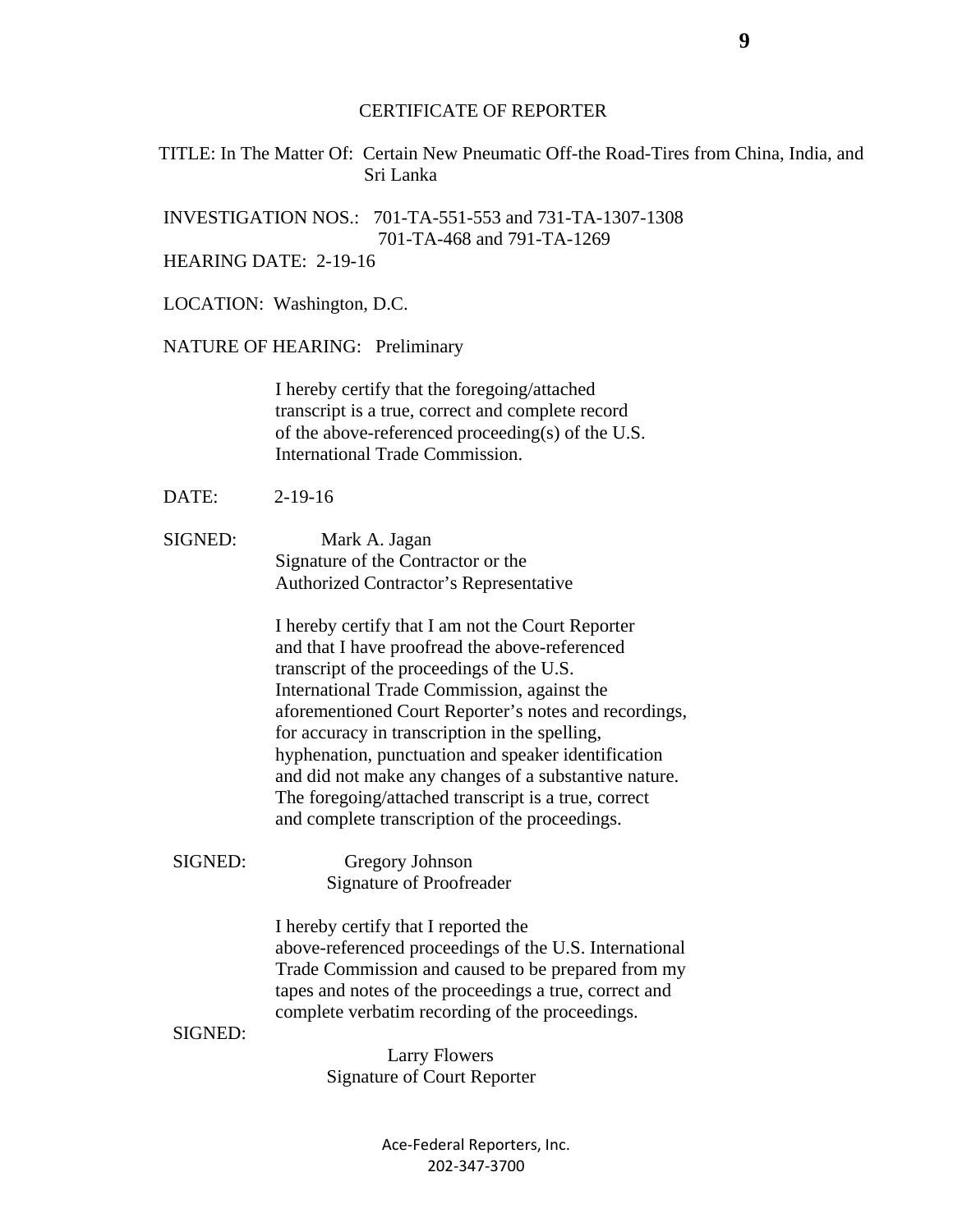## CERTIFICATE OF REPORTER

TITLE: In The Matter Of: Certain New Pneumatic Off-the Road-Tires from China, India, and Sri Lanka

INVESTIGATION NOS.: 701-TA-551-553 and 731-TA-1307-1308
701-TA-468 and 791-TA-1269

HEARING DATE: 2-19-16

LOCATION: Washington, D.C.

NATURE OF HEARING: Preliminary

I hereby certify that the foregoing/attached transcript is a true, correct and complete record of the above-referenced proceeding(s) of the U.S. International Trade Commission.

DATE: 2-19-16

SIGNED: Mark A. Jagan
Signature of the Contractor or the Authorized Contractor's Representative

I hereby certify that I am not the Court Reporter and that I have proofread the above-referenced transcript of the proceedings of the U.S. International Trade Commission, against the aforementioned Court Reporter's notes and recordings, for accuracy in transcription in the spelling, hyphenation, punctuation and speaker identification and did not make any changes of a substantive nature. The foregoing/attached transcript is a true, correct and complete transcription of the proceedings.

SIGNED: Gregory Johnson
Signature of Proofreader

I hereby certify that I reported the above-referenced proceedings of the U.S. International Trade Commission and caused to be prepared from my tapes and notes of the proceedings a true, correct and complete verbatim recording of the proceedings.

SIGNED:
Larry Flowers
Signature of Court Reporter

Ace-Federal Reporters, Inc.
202-347-3700